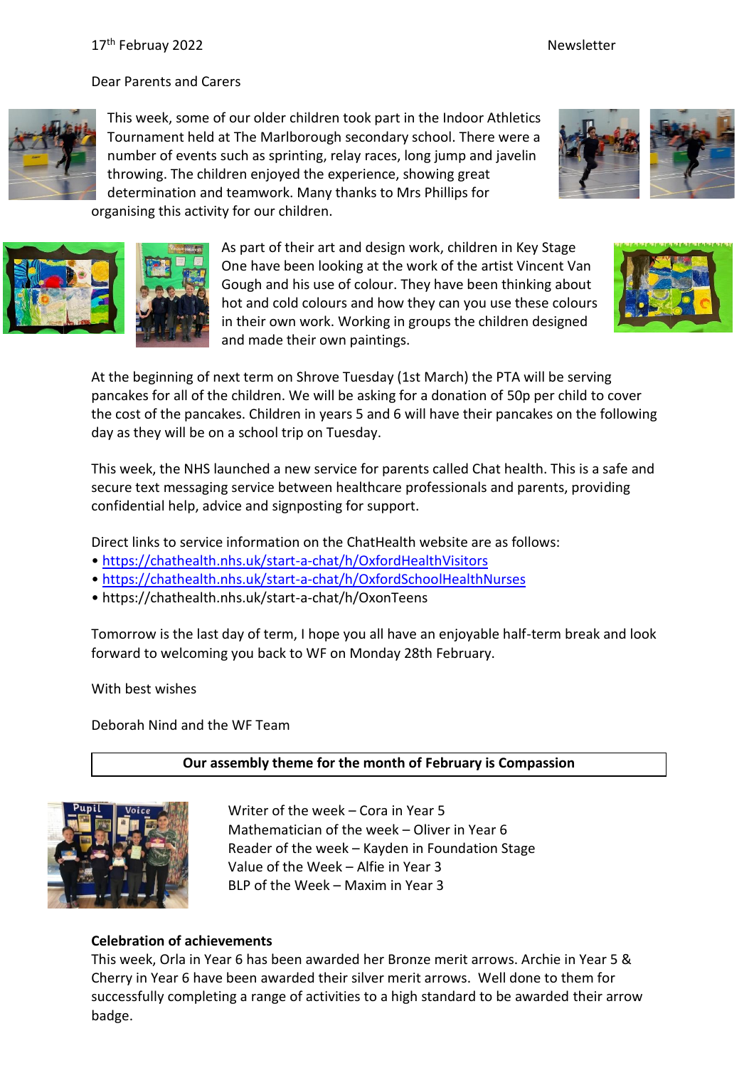17th Februay 2022 Newsletter

Dear Parents and Carers

This week, some of our older children took part in the Indoor Athletics Tournament held at The Marlborough secondary school. There were a number of events such as sprinting, relay races, long jump and javelin throwing. The children enjoyed the experience, showing great determination and teamwork. Many thanks to Mrs Phillips for organising this activity for our children.

As part of their art and design work, children in Key Stage One have been looking at the work of the artist Vincent Van Gough and his use of colour. They have been thinking about hot and cold colours and how they can you use these colours in their own work. Working in groups the children designed and made their own paintings.

At the beginning of next term on Shrove Tuesday (1st March) the PTA will be serving pancakes for all of the children. We will be asking for a donation of 50p per child to cover the cost of the pancakes. Children in years 5 and 6 will have their pancakes on the following day as they will be on a school trip on Tuesday.

This week, the NHS launched a new service for parents called Chat health. This is a safe and secure text messaging service between healthcare professionals and parents, providing confidential help, advice and signposting for support.

Direct links to service information on the ChatHealth website are as follows:

- https://chathealth.nhs.uk/start-a-chat/h/OxfordHealthVisitors
- https://chathealth.nhs.uk/start-a-chat/h/OxfordSchoolHealthNurses
- https://chathealth.nhs.uk/start-a-chat/h/OxonTeens

Tomorrow is the last day of term, I hope you all have an enjoyable half-term break and look forward to welcoming you back to WF on Monday 28th February.

With best wishes

Deborah Nind and the WF Team

**Our assembly theme for the month of February is Compassion**

Writer of the week – Cora in Year 5
Mathematician of the week – Oliver in Year 6
Reader of the week – Kayden in Foundation Stage
Value of the Week – Alfie in Year 3
BLP of the Week – Maxim in Year 3

**Celebration of achievements**

This week, Orla in Year 6 has been awarded her Bronze merit arrows. Archie in Year 5 & Cherry in Year 6 have been awarded their silver merit arrows. Well done to them for successfully completing a range of activities to a high standard to be awarded their arrow badge.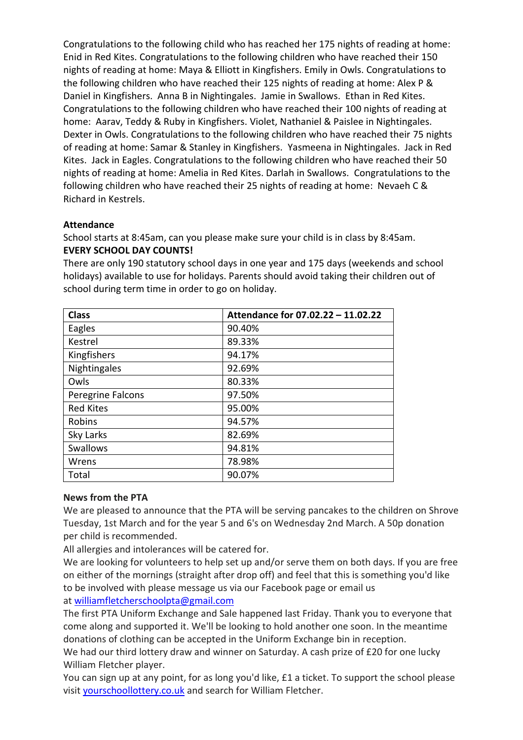Congratulations to the following child who has reached her 175 nights of reading at home: Enid in Red Kites. Congratulations to the following children who have reached their 150 nights of reading at home: Maya & Elliott in Kingfishers. Emily in Owls. Congratulations to the following children who have reached their 125 nights of reading at home: Alex P & Daniel in Kingfishers. Anna B in Nightingales. Jamie in Swallows. Ethan in Red Kites. Congratulations to the following children who have reached their 100 nights of reading at home: Aarav, Teddy & Ruby in Kingfishers. Violet, Nathaniel & Paislee in Nightingales. Dexter in Owls. Congratulations to the following children who have reached their 75 nights of reading at home: Samar & Stanley in Kingfishers. Yasmeena in Nightingales. Jack in Red Kites. Jack in Eagles. Congratulations to the following children who have reached their 50 nights of reading at home: Amelia in Red Kites. Darlah in Swallows. Congratulations to the following children who have reached their 25 nights of reading at home: Nevaeh C & Richard in Kestrels.

**Attendance**

School starts at 8:45am, can you please make sure your child is in class by 8:45am.

**EVERY SCHOOL DAY COUNTS!**

There are only 190 statutory school days in one year and 175 days (weekends and school holidays) available to use for holidays. Parents should avoid taking their children out of school during term time in order to go on holiday.

| Class | Attendance for 07.02.22 – 11.02.22 |
| --- | --- |
| Eagles | 90.40% |
| Kestrel | 89.33% |
| Kingfishers | 94.17% |
| Nightingales | 92.69% |
| Owls | 80.33% |
| Peregrine Falcons | 97.50% |
| Red Kites | 95.00% |
| Robins | 94.57% |
| Sky Larks | 82.69% |
| Swallows | 94.81% |
| Wrens | 78.98% |
| Total | 90.07% |

**News from the PTA**

We are pleased to announce that the PTA will be serving pancakes to the children on Shrove Tuesday, 1st March and for the year 5 and 6's on Wednesday 2nd March. A 50p donation per child is recommended.

All allergies and intolerances will be catered for.

We are looking for volunteers to help set up and/or serve them on both days. If you are free on either of the mornings (straight after drop off) and feel that this is something you'd like to be involved with please message us via our Facebook page or email us at williamfletcherschoolpta@gmail.com

The first PTA Uniform Exchange and Sale happened last Friday. Thank you to everyone that come along and supported it. We'll be looking to hold another one soon. In the meantime donations of clothing can be accepted in the Uniform Exchange bin in reception.

We had our third lottery draw and winner on Saturday. A cash prize of £20 for one lucky William Fletcher player.

You can sign up at any point, for as long you'd like, £1 a ticket. To support the school please visit yourschoollottery.co.uk and search for William Fletcher.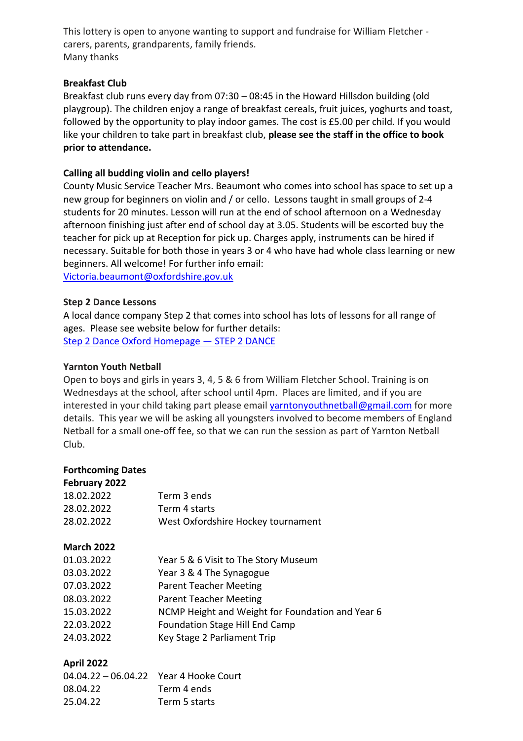This lottery is open to anyone wanting to support and fundraise for William Fletcher - carers, parents, grandparents, family friends.
Many thanks

**Breakfast Club**

Breakfast club runs every day from 07:30 – 08:45 in the Howard Hillsdon building (old playgroup). The children enjoy a range of breakfast cereals, fruit juices, yoghurts and toast, followed by the opportunity to play indoor games. The cost is £5.00 per child. If you would like your children to take part in breakfast club, **please see the staff in the office to book prior to attendance.**

**Calling all budding violin and cello players!**

County Music Service Teacher Mrs. Beaumont who comes into school has space to set up a new group for beginners on violin and / or cello. Lessons taught in small groups of 2-4 students for 20 minutes. Lesson will run at the end of school afternoon on a Wednesday afternoon finishing just after end of school day at 3.05. Students will be escorted buy the teacher for pick up at Reception for pick up. Charges apply, instruments can be hired if necessary. Suitable for both those in years 3 or 4 who have had whole class learning or new beginners. All welcome! For further info email:
Victoria.beaumont@oxfordshire.gov.uk

**Step 2 Dance Lessons**

A local dance company Step 2 that comes into school has lots of lessons for all range of ages. Please see website below for further details:
Step 2 Dance Oxford Homepage — STEP 2 DANCE

**Yarnton Youth Netball**

Open to boys and girls in years 3, 4, 5 & 6 from William Fletcher School. Training is on Wednesdays at the school, after school until 4pm. Places are limited, and if you are interested in your child taking part please email yarntonyouthnetball@gmail.com for more details. This year we will be asking all youngsters involved to become members of England Netball for a small one-off fee, so that we can run the session as part of Yarnton Netball Club.

**Forthcoming Dates**

**February 2022**

| | |
|---|---|
| 18.02.2022 | Term 3 ends |
| 28.02.2022 | Term 4 starts |
| 28.02.2022 | West Oxfordshire Hockey tournament |

**March 2022**

| | |
|---|---|
| 01.03.2022 | Year 5 & 6 Visit to The Story Museum |
| 03.03.2022 | Year 3 & 4 The Synagogue |
| 07.03.2022 | Parent Teacher Meeting |
| 08.03.2022 | Parent Teacher Meeting |
| 15.03.2022 | NCMP Height and Weight for Foundation and Year 6 |
| 22.03.2022 | Foundation Stage Hill End Camp |
| 24.03.2022 | Key Stage 2 Parliament Trip |

**April 2022**

| | |
|---|---|
| 04.04.22 – 06.04.22 | Year 4 Hooke Court |
| 08.04.22 | Term 4 ends |
| 25.04.22 | Term 5 starts |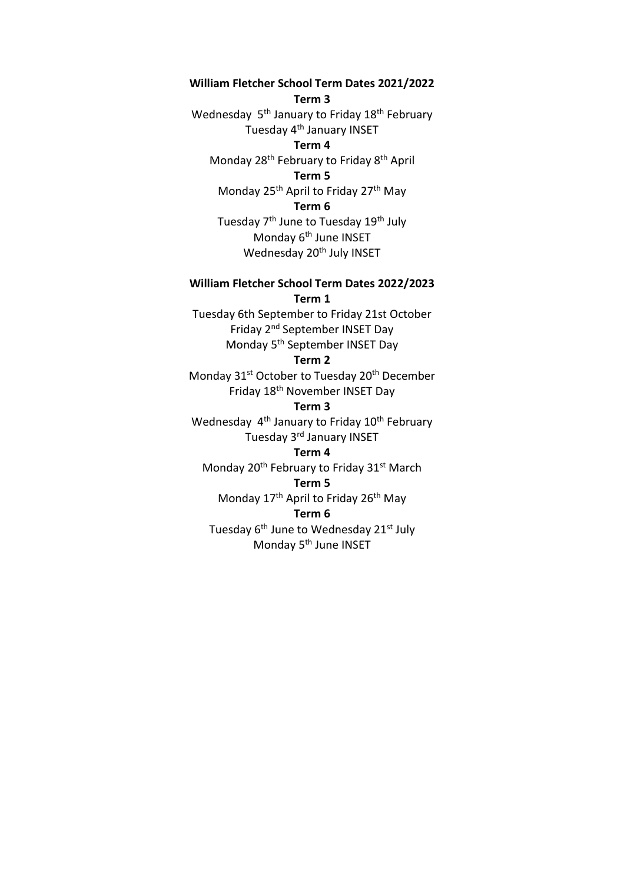**William Fletcher School Term Dates 2021/2022**

**Term 3**

Wednesday 5th January to Friday 18th February

Tuesday 4th January INSET

**Term 4**

Monday 28th February to Friday 8th April

**Term 5**

Monday 25th April to Friday 27th May

**Term 6**

Tuesday 7th June to Tuesday 19th July

Monday 6th June INSET

Wednesday 20th July INSET

**William Fletcher School Term Dates 2022/2023**

**Term 1**

Tuesday 6th September to Friday 21st October

Friday 2nd September INSET Day

Monday 5th September INSET Day

**Term 2**

Monday 31st October to Tuesday 20th December

Friday 18th November INSET Day

**Term 3**

Wednesday 4th January to Friday 10th February

Tuesday 3rd January INSET

**Term 4**

Monday 20th February to Friday 31st March

**Term 5**

Monday 17th April to Friday 26th May

**Term 6**

Tuesday 6th June to Wednesday 21st July

Monday 5th June INSET